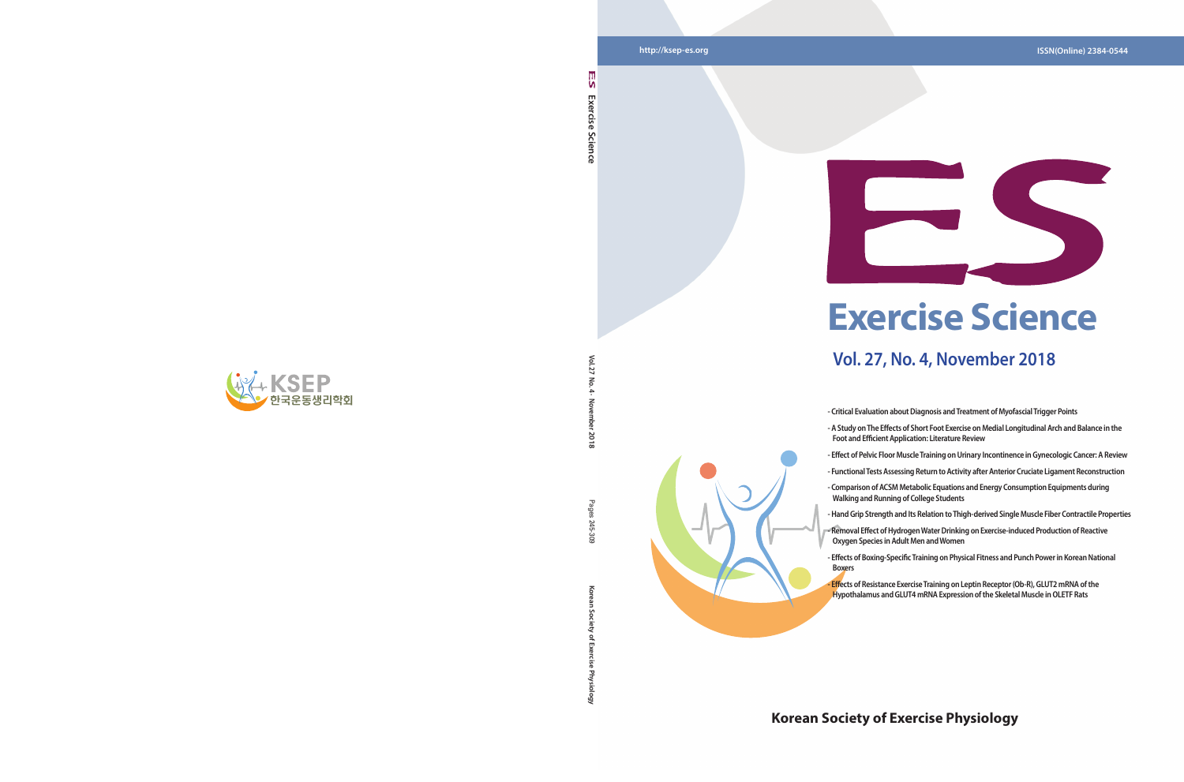KSEP 한국운동생리학회

ES Exercise Science

Vol.27 No.4 · November 2018

Pages 245-309

Korean Society of Exercise Physiology

http://ksep-es.org

ISSN(Online) 2384-0544

# ES

# Exercise Science

## Vol. 27, No. 4, November 2018

- Critical Evaluation about Diagnosis and Treatment of Myofascial Trigger Points
- A Study on The Effects of Short Foot Exercise on Medial Longitudinal Arch and Balance in the Foot and Efficient Application: Literature Review
- Effect of Pelvic Floor Muscle Training on Urinary Incontinence in Gynecologic Cancer: A Review
- Functional Tests Assessing Return to Activity after Anterior Cruciate Ligament Reconstruction
- Comparison of ACSM Metabolic Equations and Energy Consumption Equipments during Walking and Running of College Students
- Hand Grip Strength and Its Relation to Thigh-derived Single Muscle Fiber Contractile Properties
- Removal Effect of Hydrogen Water Drinking on Exercise-induced Production of Reactive Oxygen Species in Adult Men and Women
- Effects of Boxing-Specific Training on Physical Fitness and Punch Power in Korean National Boxers
- Effects of Resistance Exercise Training on Leptin Receptor (Ob-R), GLUT2 mRNA of the Hypothalamus and GLUT4 mRNA Expression of the Skeletal Muscle in OLETF Rats

**Korean Society of Exercise Physiology**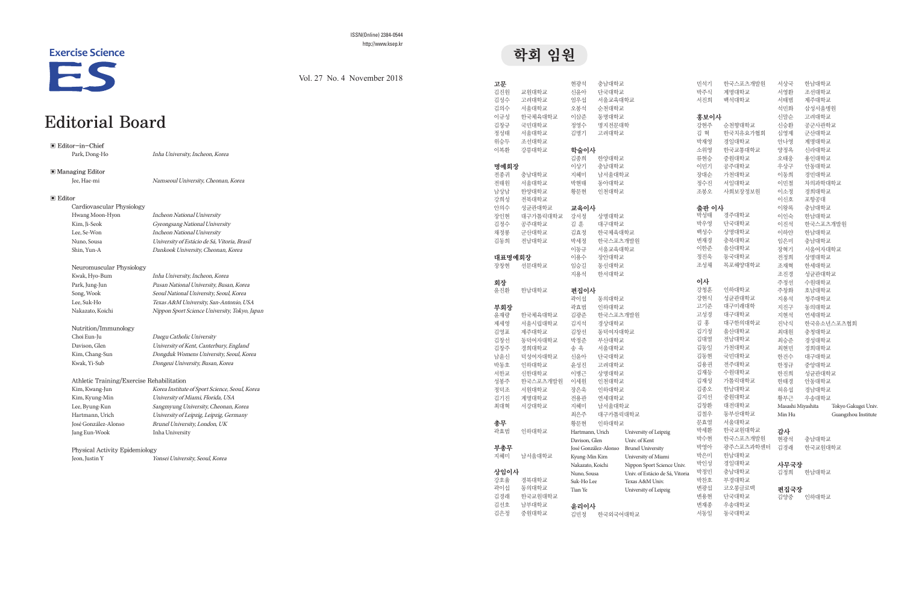ISSN(Online) 2384-0544
http://www.ksep.kr

Exercise Science

ES

Vol. 27 No. 4 November 2018

# Editorial Board

■ Editor-in-Chief

Park, Dong-Ho — *Inha University, Incheon, Korea*

■ Managing Editor

Jee, Hae-mi — *Namseoul University, Cheonan, Korea*

■ Editor

Cardiovascular Physiology

| | |
|---|---|
| Hwang Moon-Hyon | *Incheon National University* |
| Kim, Ji-Seok | *Gyeongsang National University* |
| Lee, Se-Won | *Incheon National University* |
| Nuno, Sousa | *University of Estácio de Sá, Vitoria, Brasil* |
| Shin, Yun-A | *Dankook University, Cheonan, Korea* |

Neuromuscular Physiology

| | |
|---|---|
| Kwak, Hyo-Bum | *Inha University, Incheon, Korea* |
| Park, Jung-Jun | *Pusan National University, Busan, Korea* |
| Song, Wook | *Seoul National University, Seoul, Korea* |
| Lee, Suk-Ho | *Texas A&M University, San-Antonio, USA* |
| Nakazato, Koichi | *Nippon Sport Science University, Tokyo, Japan* |

Nutrition/Immunology

| | |
|---|---|
| Choi Eun-Ju | *Daegu Catholic University* |
| Davison, Glen | *University of Kent, Canterbury, England* |
| Kim, Chang-Sun | *Dongduk Womens University, Seoul, Korea* |
| Kwak, Yi-Sub | *Dongeui University, Busan, Korea* |

Athletic Training/Exercise Rehabilitation

| | |
|---|---|
| Kim, Kwang-Jun | *Korea Institute of Sport Science, Seoul, Korea* |
| Kim, Kyung-Min | *University of Miami, Florida, USA* |
| Lee, Byung-Kun | *Sangmyung University, Cheonan, Korea* |
| Hartmann, Urich | *University of Leipzig, Leipzig, Germany* |
| José González-Alonso | *Brunel University, London, UK* |
| Jang Eun-Wook | *Inha University* |

Physical Activity Epidemiology

| | |
|---|---|
| Jeon, Justin Y | *Yonsei University, Seoul, Korea* |

# 학회 임원

**고문**

| | |
|---|---|
| 김진원 | 교원대학교 |
| 김성수 | 고려대학교 |
| 김의수 | 서울대학교 |
| 이규성 | 한국체육대학교 |
| 김창규 | 국민대학교 |
| 정성태 | 서울대학교 |
| 위승두 | 조선대학교 |
| 이복환 | 강릉대학교 |

**명예회장**

| | |
|---|---|
| 전종귀 | 충남대학교 |
| 전태원 | 서울대학교 |
| 남상남 | 한양대학교 |
| 강희성 | 전북대학교 |
| 안의수 | 성균관대학교 |
| 장인현 | 대구가톨릭대학교 |
| 김정수 | 공주대학교 |
| 채정룡 | 군산대학교 |
| 김동희 | 전남대학교 |

**대표명예회장**

| | |
|---|---|
| 장창현 | 선문대학교 |

**회장**

| | |
|---|---|
| 윤진환 | 한남대학교 |

**부회장**

| | |
|---|---|
| 윤재량 | 한국체육대학교 |
| 제세영 | 서울시립대학교 |
| 김영표 | 제주대학교 |
| 김창선 | 동덕여자대학교 |
| 김창주 | 경희대학교 |
| 남윤신 | 덕성여자대학교 |
| 박동호 | 인하대학교 |
| 서한교 | 신한대학교 |
| 성봉주 | 한국스포츠개발원 |
| 정덕조 | 서원대학교 |
| 김기진 | 계명대학교 |
| 최대혁 | 서강대학교 |

**총무**

| | |
|---|---|
| 곽효범 | 인하대학교 |

**부총무**

| | |
|---|---|
| 지혜미 | 남서울대학교 |

**상임이사**

| | |
|---|---|
| 강호율 | 경북대학교 |
| 곽이섭 | 동의대학교 |
| 김경래 | 한국교원대학교 |
| 김선호 | 남부대학교 |
| 김은정 | 중원대학교 |
| 현광석 | 충남대학교 |
| 신윤아 | 단국대학교 |
| 엄우섭 | 서울교육대학교 |
| 오봉석 | 순천대학교 |
| 이삼준 | 동명대학교 |
| 정영수 | 명지전문대학 |
| 김병기 | 고려대학교 |

**학술이사**

| | |
|---|---|
| 김종희 | 한양대학교 |
| 이상기 | 충남대학교 |
| 지혜미 | 남서울대학교 |
| 박현태 | 동아대학교 |
| 황문현 | 인천대학교 |

**교육이사**

| | |
|---|---|
| 강서정 | 상명대학교 |
| 김 훈 | 대구대학교 |
| 김효정 | 한국체육대학교 |
| 박세정 | 한국스포츠개발원 |
| 이동규 | 서울교육대학교 |
| 이용수 | 장안대학교 |
| 임승길 | 동신대학교 |
| 지용석 | 한서대학교 |

**편집이사**

| | |
|---|---|
| 곽이섭 | 동의대학교 |
| 곽효범 | 인하대학교 |
| 김광준 | 한국스포츠개발원 |
| 김지석 | 경상대학교 |
| 김창선 | 동덕여자대학교 |
| 박정준 | 부산대학교 |
| 송 욱 | 서울대학교 |
| 신윤아 | 단국대학교 |
| 윤성진 | 고려대학교 |
| 이병근 | 상명대학교 |
| 이세원 | 인천대학교 |
| 정은욱 | 인하대학교 |
| 전용관 | 연세대학교 |
| 지혜미 | 남서울대학교 |
| 최은주 | 대구카톨릭대학교 |
| 황문현 | 인천대학교 |
| Hartmann, Urich | University of Leipzig |
| Davison, Glen | Univ. of Kent |
| José González-Alonso | Brunel University |
| Kyung-Min Kim | University of Miami |
| Nakazato, Koichi | Nippon Sport Science Univ. |
| Nuno, Sousa | Univ. of Estácio de Sá, Vitoria |
| Suk-Ho Lee | Texas A&M Univ. |
| Tian Ye | University of Leipzig |

**윤리이사**

| | |
|---|---|
| 김민정 | 한국외국어대학교 |
| 민석기 | 한국스포츠개발원 |
| 박주식 | 계명대학교 |
| 서진희 | 백석대학교 |

**홍보이사**

| | |
|---|---|
| 강현주 | 순천향대학교 |
| 김 혁 | 한국치유요가협회 |
| 박재영 | 경일대학교 |
| 소위영 | 한국교통대학교 |
| 류현승 | 중원대학교 |
| 이민기 | 공주대학교 |
| 장대순 | 가천대학교 |
| 정수진 | 서일대학교 |
| 조봉오 | 사회보장정보원 |

**출판 이사**

| | |
|---|---|
| 박성태 | 경주대학교 |
| 박우영 | 단국대학교 |
| 백성수 | 상명대학교 |
| 변재경 | 충북대학교 |
| 이한준 | 울산대학교 |
| 정진욱 | 동국대학교 |
| 조성채 | 목포해양대학교 |

**이사**

| | |
|---|---|
| 강청훈 | 인하대학교 |
| 강현식 | 성균관대학교 |
| 고기준 | 대구미래대학 |
| 고성경 | 대구대학교 |
| 김 홍 | 대구한의대학교 |
| 김기청 | 울산대학교 |
| 김대열 | 전남대학교 |
| 김동일 | 가천대학교 |
| 김동현 | 국민대학교 |
| 김용권 | 전주대학교 |
| 김재동 | 수원대학교 |
| 김재성 | 가톨릭대학교 |
| 김종오 | 한남대학교 |
| 김지선 | 중원대학교 |
| 김창환 | 대전대학교 |
| 김철우 | 동부산대학교 |
| 문효열 | 서울대학교 |
| 박세환 | 한국교원대학교 |
| 박수현 | 한국스포츠개발원 |
| 박영아 | 광주스포츠과학센터 |
| 박은미 | 한남대학교 |
| 박인성 | 경일대학교 |
| 박정민 | 충남대학교 |
| 박찬호 | 부경대학교 |
| 변광섭 | 코오롱글로텍 |
| 변용현 | 단국대학교 |
| 변재종 | 우송대학교 |
| 서동일 | 동국대학교 |
| 서상국 | 한남대학교 |
| 서영환 | 조선대학교 |
| 서태범 | 제주대학교 |
| 석민화 | 삼성서울병원 |
| 신말순 | 고려대학교 |
| 신승환 | 공군사관학교 |
| 심영제 | 군산대학교 |
| 안나영 | 계명대학교 |
| 양정옥 | 신라대학교 |
| 오태웅 | 용인대학교 |
| 우상구 | 안동대학교 |
| 이동희 | 경민대학교 |
| 이만철 | 차의과학대학교 |
| 이소정 | 경희대학교 |
| 이신호 | 포항공대 |
| 이왕록 | 충남대학교 |
| 이인숙 | 한남대학교 |
| 이진석 | 한국스포츠개발원 |
| 이하얀 | 한남대학교 |
| 임은미 | 충남대학교 |
| 장혜기 | 서울여자대학교 |
| 전정희 | 상명대학교 |
| 조재혁 | 한세대학교 |
| 조진경 | 성균관대학교 |
| 주경선 | 수원대학교 |
| 주창화 | 호남대학교 |
| 지용석 | 청주대학교 |
| 지진구 | 동의대학교 |
| 지현석 | 연세대학교 |
| 진낙식 | 한국유소년스포츠협회 |
| 최대원 | 충청대학교 |
| 최승준 | 경성대학교 |
| 최현민 | 경희대학교 |
| 한건수 | 대구대학교 |
| 한정규 | 중앙대학교 |
| 한진희 | 성균관대학교 |
| 한태경 | 안동대학교 |
| 허유섭 | 경남대학교 |
| 황부근 | 우송대학교 |
| Masashi Miyashita | Tokyo Gakugei Univ. |
| Min Hu | Guangzhou Institute |

**감사**

| | |
|---|---|
| 현광석 | 충남대학교 |
| 김경래 | 한국교원대학교 |

**사무국장**

| | |
|---|---|
| 김정희 | 한남대학교 |

**편집국장**

| | |
|---|---|
| 김양중 | 인하대학교 |